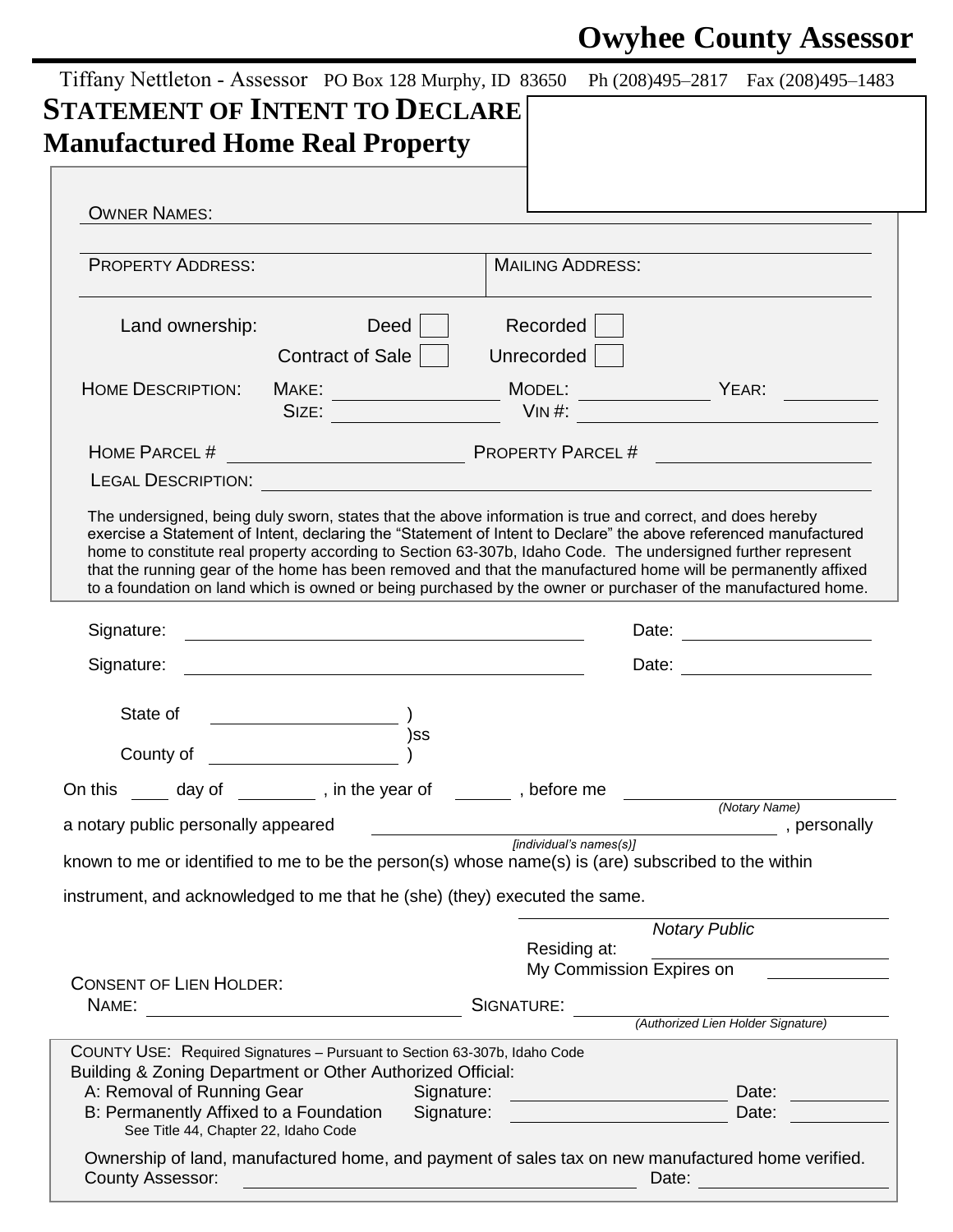# Owyhee County Assessor

Tiffany Nettleton - Assessor PO Box 128 Murphy, ID 83650 Ph (208)495–2817 Fax (208)495–1483

## STATEMENT OF INTENT TO DECLARE Manufactured Home Real Property

OWNER NAMES: ______________________________

PROPERTY ADDRESS: ______________________ MAILING ADDRESS: ______________________

Land ownership: Deed [ ] Recorded [ ]
Contract of Sale [ ] Unrecorded [ ]

HOME DESCRIPTION: MAKE: ____________ MODEL: ____________ YEAR: ________
SIZE: ____________ VIN #: ____________________

HOME PARCEL # ____________________ PROPERTY PARCEL # ____________________

LEGAL DESCRIPTION: ______________________________

The undersigned, being duly sworn, states that the above information is true and correct, and does hereby exercise a Statement of Intent, declaring the "Statement of Intent to Declare" the above referenced manufactured home to constitute real property according to Section 63-307b, Idaho Code. The undersigned further represent that the running gear of the home has been removed and that the manufactured home will be permanently affixed to a foundation on land which is owned or being purchased by the owner or purchaser of the manufactured home.

Signature: ______________________________ Date: ________________

Signature: ______________________________ Date: ________________

State of ________________ )
)ss
County of ________________ )

On this ____ day of ________ , in the year of ______ , before me ______________________
*(Notary Name)*

a notary public personally appeared ______________________________ , personally
*[individual's names(s)]*

known to me or identified to me to be the person(s) whose name(s) is (are) subscribed to the within instrument, and acknowledged to me that he (she) (they) executed the same.

______________________________
*Notary Public*

Residing at: ________________

My Commission Expires on ________

CONSENT OF LIEN HOLDER:

NAME: ______________________ SIGNATURE: ______________________
*(Authorized Lien Holder Signature)*

COUNTY USE: Required Signatures – Pursuant to Section 63-307b, Idaho Code

Building & Zoning Department or Other Authorized Official:

A: Removal of Running Gear Signature: ____________________ Date: ________

B: Permanently Affixed to a Foundation Signature: ____________________ Date: ________

See Title 44, Chapter 22, Idaho Code

Ownership of land, manufactured home, and payment of sales tax on new manufactured home verified.

County Assessor: ______________________________ Date: ________________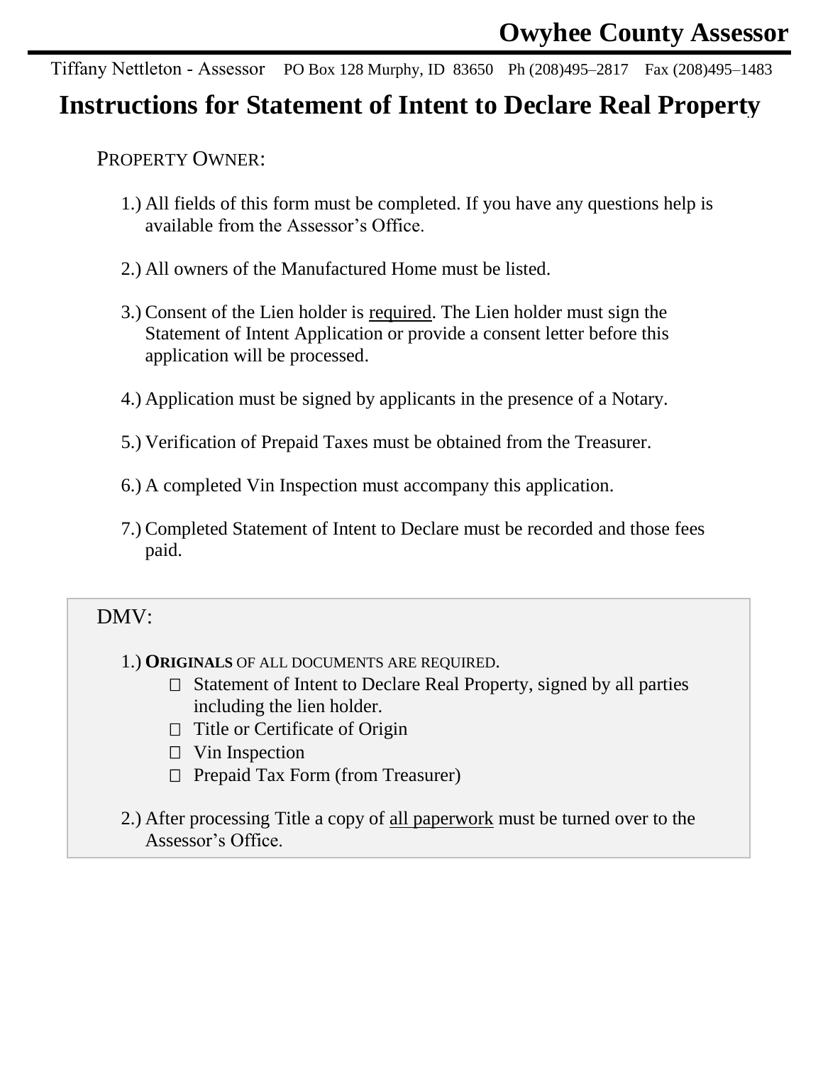# Owyhee County Assessor

Tiffany Nettleton - Assessor PO Box 128 Murphy, ID 83650 Ph (208)495–2817 Fax (208)495–1483

## Instructions for Statement of Intent to Declare Real Property

PROPERTY OWNER:

1.) All fields of this form must be completed. If you have any questions help is available from the Assessor's Office.

2.) All owners of the Manufactured Home must be listed.

3.) Consent of the Lien holder is required. The Lien holder must sign the Statement of Intent Application or provide a consent letter before this application will be processed.

4.) Application must be signed by applicants in the presence of a Notary.

5.) Verification of Prepaid Taxes must be obtained from the Treasurer.

6.) A completed Vin Inspection must accompany this application.

7.) Completed Statement of Intent to Declare must be recorded and those fees paid.

DMV:

1.) **ORIGINALS** OF ALL DOCUMENTS ARE REQUIRED.
- ☐ Statement of Intent to Declare Real Property, signed by all parties including the lien holder.
- ☐ Title or Certificate of Origin
- ☐ Vin Inspection
- ☐ Prepaid Tax Form (from Treasurer)

2.) After processing Title a copy of all paperwork must be turned over to the Assessor's Office.